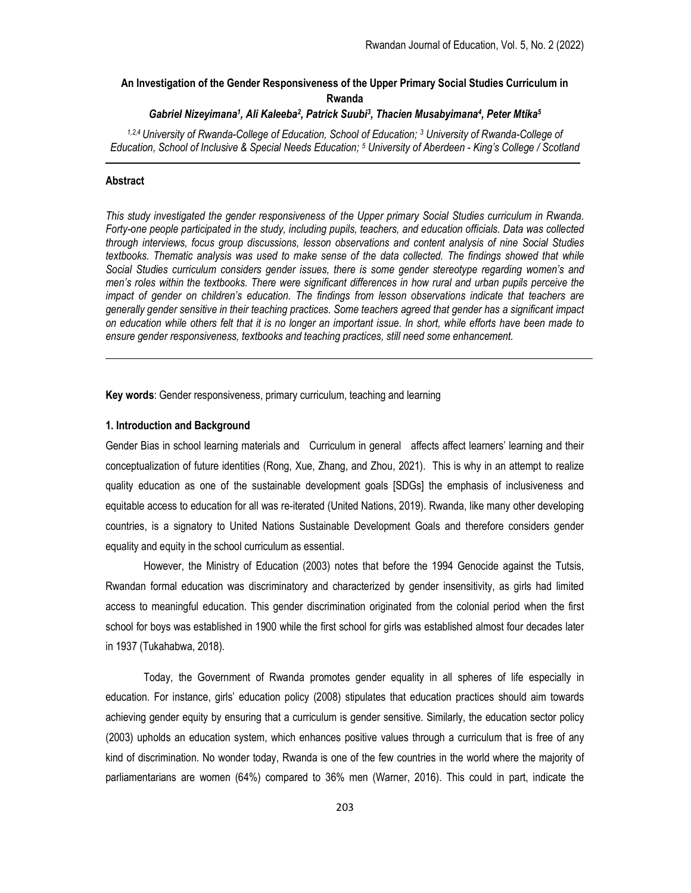# An Investigation of the Gender Responsiveness of the Upper Primary Social Studies Curriculum in Rwanda

*Gabriel Nizeyimana[1], Ali Kaleeba[2], Patrick Suubi[3], Thacien Musabyimana[4], Peter Mtika[5]*

*[1,2,4] University of Rwanda-College of Education, School of Education; [3] University of Rwanda-College of Education, School of Inclusive & Special Needs Education; [5] University of Aberdeen - King's College / Scotland*

## Abstract

*This study investigated the gender responsiveness of the Upper primary Social Studies curriculum in Rwanda. Forty-one people participated in the study, including pupils, teachers, and education officials. Data was collected through interviews, focus group discussions, lesson observations and content analysis of nine Social Studies textbooks. Thematic analysis was used to make sense of the data collected. The findings showed that while Social Studies curriculum considers gender issues, there is some gender stereotype regarding women's and men's roles within the textbooks. There were significant differences in how rural and urban pupils perceive the impact of gender on children's education. The findings from lesson observations indicate that teachers are generally gender sensitive in their teaching practices. Some teachers agreed that gender has a significant impact on education while others felt that it is no longer an important issue. In short, while efforts have been made to ensure gender responsiveness, textbooks and teaching practices, still need some enhancement.*

**Key words**: Gender responsiveness, primary curriculum, teaching and learning

## 1. Introduction and Background

Gender Bias in school learning materials and Curriculum in general affects affect learners' learning and their conceptualization of future identities (Rong, Xue, Zhang, and Zhou, 2021). This is why in an attempt to realize quality education as one of the sustainable development goals [SDGs] the emphasis of inclusiveness and equitable access to education for all was re-iterated (United Nations, 2019). Rwanda, like many other developing countries, is a signatory to United Nations Sustainable Development Goals and therefore considers gender equality and equity in the school curriculum as essential.

However, the Ministry of Education (2003) notes that before the 1994 Genocide against the Tutsis, Rwandan formal education was discriminatory and characterized by gender insensitivity, as girls had limited access to meaningful education. This gender discrimination originated from the colonial period when the first school for boys was established in 1900 while the first school for girls was established almost four decades later in 1937 (Tukahabwa, 2018).

Today, the Government of Rwanda promotes gender equality in all spheres of life especially in education. For instance, girls' education policy (2008) stipulates that education practices should aim towards achieving gender equity by ensuring that a curriculum is gender sensitive. Similarly, the education sector policy (2003) upholds an education system, which enhances positive values through a curriculum that is free of any kind of discrimination. No wonder today, Rwanda is one of the few countries in the world where the majority of parliamentarians are women (64%) compared to 36% men (Warner, 2016). This could in part, indicate the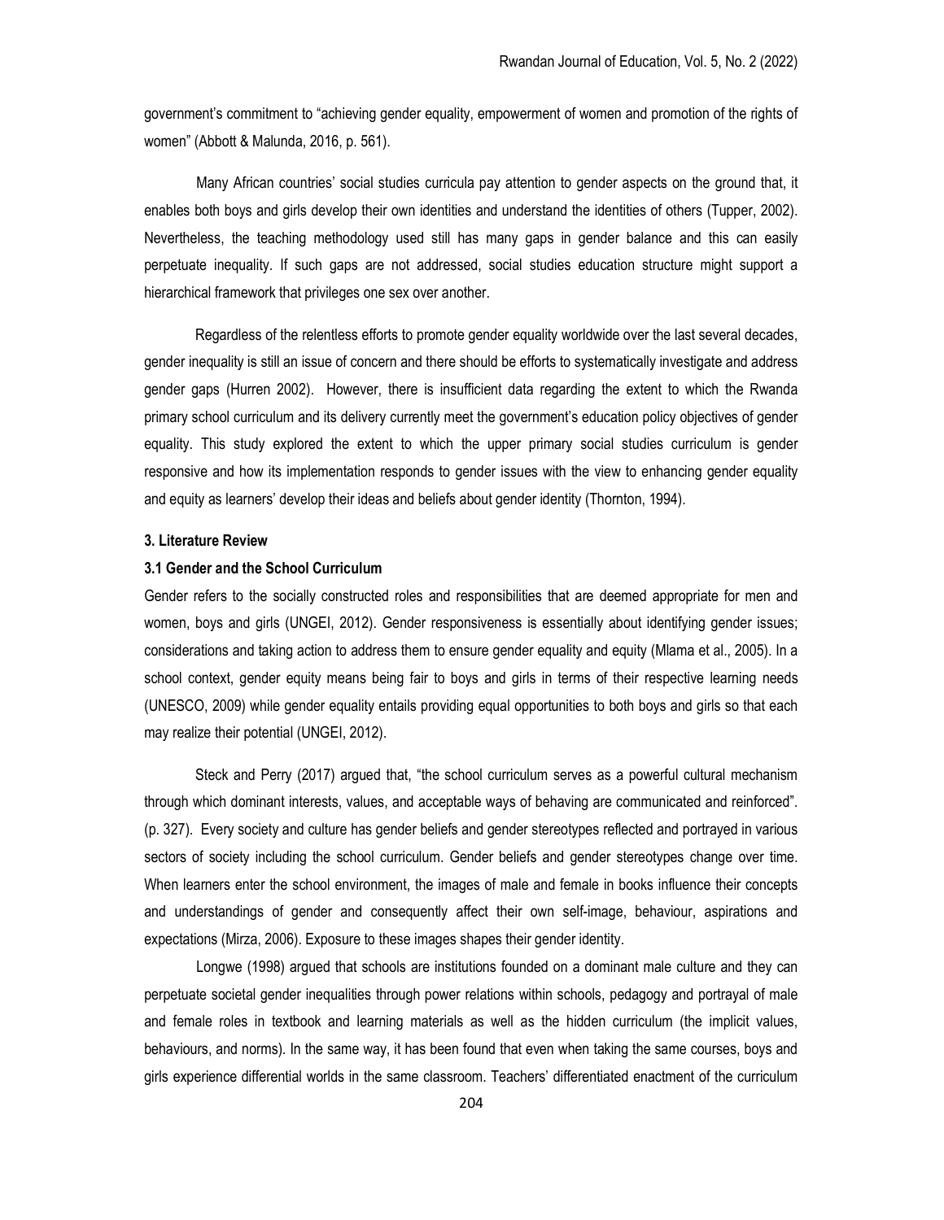government's commitment to "achieving gender equality, empowerment of women and promotion of the rights of women" (Abbott & Malunda, 2016, p. 561).

Many African countries' social studies curricula pay attention to gender aspects on the ground that, it enables both boys and girls develop their own identities and understand the identities of others (Tupper, 2002). Nevertheless, the teaching methodology used still has many gaps in gender balance and this can easily perpetuate inequality. If such gaps are not addressed, social studies education structure might support a hierarchical framework that privileges one sex over another.

Regardless of the relentless efforts to promote gender equality worldwide over the last several decades, gender inequality is still an issue of concern and there should be efforts to systematically investigate and address gender gaps (Hurren 2002). However, there is insufficient data regarding the extent to which the Rwanda primary school curriculum and its delivery currently meet the government's education policy objectives of gender equality. This study explored the extent to which the upper primary social studies curriculum is gender responsive and how its implementation responds to gender issues with the view to enhancing gender equality and equity as learners' develop their ideas and beliefs about gender identity (Thornton, 1994).

## 3. Literature Review

### 3.1 Gender and the School Curriculum

Gender refers to the socially constructed roles and responsibilities that are deemed appropriate for men and women, boys and girls (UNGEI, 2012). Gender responsiveness is essentially about identifying gender issues; considerations and taking action to address them to ensure gender equality and equity (Mlama et al., 2005). In a school context, gender equity means being fair to boys and girls in terms of their respective learning needs (UNESCO, 2009) while gender equality entails providing equal opportunities to both boys and girls so that each may realize their potential (UNGEI, 2012).

Steck and Perry (2017) argued that, "the school curriculum serves as a powerful cultural mechanism through which dominant interests, values, and acceptable ways of behaving are communicated and reinforced". (p. 327). Every society and culture has gender beliefs and gender stereotypes reflected and portrayed in various sectors of society including the school curriculum. Gender beliefs and gender stereotypes change over time. When learners enter the school environment, the images of male and female in books influence their concepts and understandings of gender and consequently affect their own self-image, behaviour, aspirations and expectations (Mirza, 2006). Exposure to these images shapes their gender identity.

Longwe (1998) argued that schools are institutions founded on a dominant male culture and they can perpetuate societal gender inequalities through power relations within schools, pedagogy and portrayal of male and female roles in textbook and learning materials as well as the hidden curriculum (the implicit values, behaviours, and norms). In the same way, it has been found that even when taking the same courses, boys and girls experience differential worlds in the same classroom. Teachers' differentiated enactment of the curriculum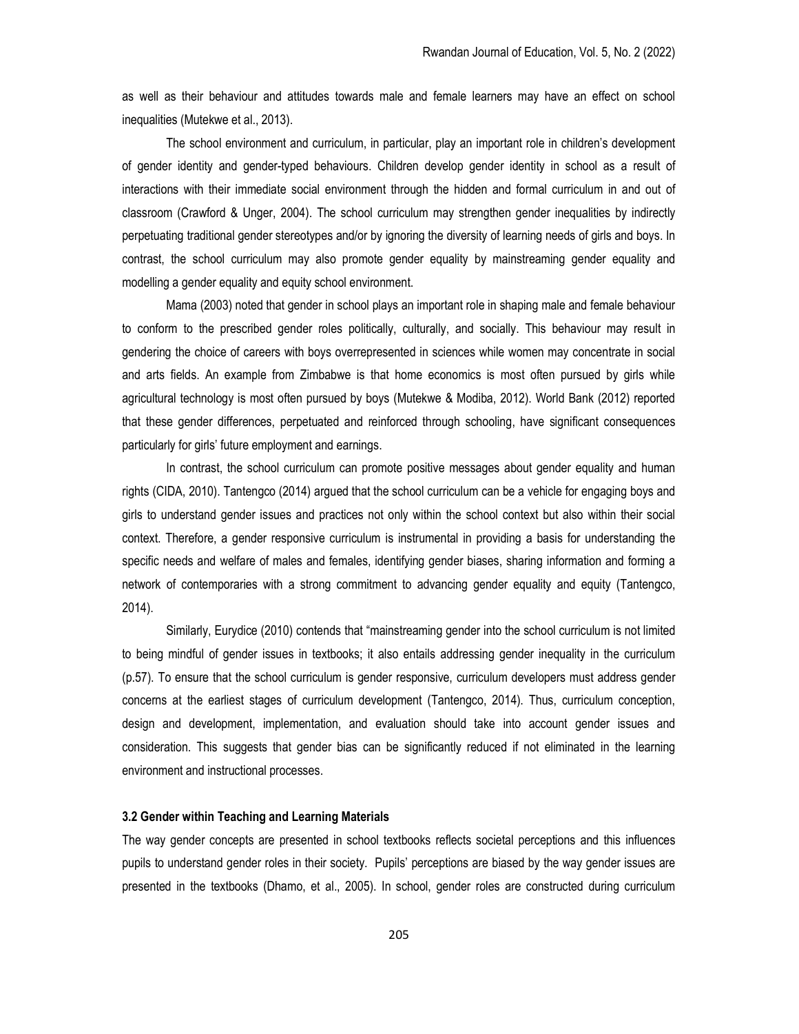as well as their behaviour and attitudes towards male and female learners may have an effect on school inequalities (Mutekwe et al., 2013).

The school environment and curriculum, in particular, play an important role in children's development of gender identity and gender-typed behaviours. Children develop gender identity in school as a result of interactions with their immediate social environment through the hidden and formal curriculum in and out of classroom (Crawford & Unger, 2004). The school curriculum may strengthen gender inequalities by indirectly perpetuating traditional gender stereotypes and/or by ignoring the diversity of learning needs of girls and boys. In contrast, the school curriculum may also promote gender equality by mainstreaming gender equality and modelling a gender equality and equity school environment.

Mama (2003) noted that gender in school plays an important role in shaping male and female behaviour to conform to the prescribed gender roles politically, culturally, and socially. This behaviour may result in gendering the choice of careers with boys overrepresented in sciences while women may concentrate in social and arts fields. An example from Zimbabwe is that home economics is most often pursued by girls while agricultural technology is most often pursued by boys (Mutekwe & Modiba, 2012). World Bank (2012) reported that these gender differences, perpetuated and reinforced through schooling, have significant consequences particularly for girls' future employment and earnings.

In contrast, the school curriculum can promote positive messages about gender equality and human rights (CIDA, 2010). Tantengco (2014) argued that the school curriculum can be a vehicle for engaging boys and girls to understand gender issues and practices not only within the school context but also within their social context. Therefore, a gender responsive curriculum is instrumental in providing a basis for understanding the specific needs and welfare of males and females, identifying gender biases, sharing information and forming a network of contemporaries with a strong commitment to advancing gender equality and equity (Tantengco, 2014).

Similarly, Eurydice (2010) contends that "mainstreaming gender into the school curriculum is not limited to being mindful of gender issues in textbooks; it also entails addressing gender inequality in the curriculum (p.57). To ensure that the school curriculum is gender responsive, curriculum developers must address gender concerns at the earliest stages of curriculum development (Tantengco, 2014). Thus, curriculum conception, design and development, implementation, and evaluation should take into account gender issues and consideration. This suggests that gender bias can be significantly reduced if not eliminated in the learning environment and instructional processes.

### 3.2 Gender within Teaching and Learning Materials

The way gender concepts are presented in school textbooks reflects societal perceptions and this influences pupils to understand gender roles in their society. Pupils' perceptions are biased by the way gender issues are presented in the textbooks (Dhamo, et al., 2005). In school, gender roles are constructed during curriculum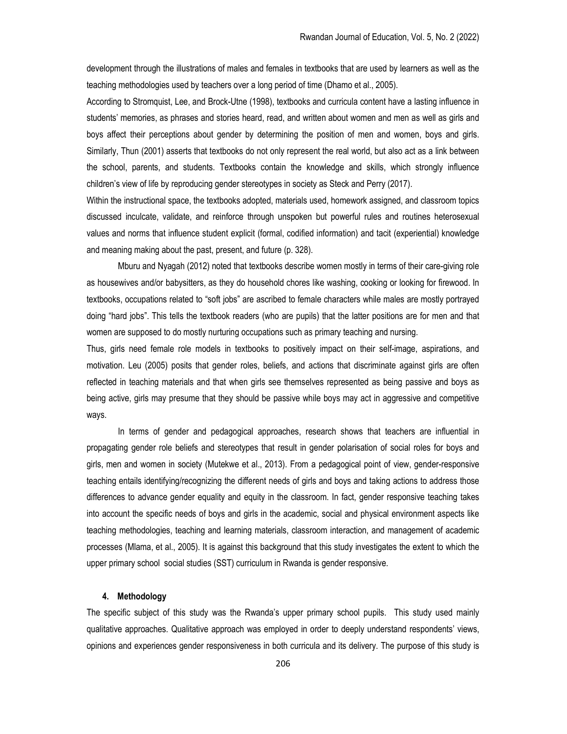development through the illustrations of males and females in textbooks that are used by learners as well as the teaching methodologies used by teachers over a long period of time (Dhamo et al., 2005).

According to Stromquist, Lee, and Brock-Utne (1998), textbooks and curricula content have a lasting influence in students' memories, as phrases and stories heard, read, and written about women and men as well as girls and boys affect their perceptions about gender by determining the position of men and women, boys and girls. Similarly, Thun (2001) asserts that textbooks do not only represent the real world, but also act as a link between the school, parents, and students. Textbooks contain the knowledge and skills, which strongly influence children's view of life by reproducing gender stereotypes in society as Steck and Perry (2017).

Within the instructional space, the textbooks adopted, materials used, homework assigned, and classroom topics discussed inculcate, validate, and reinforce through unspoken but powerful rules and routines heterosexual values and norms that influence student explicit (formal, codified information) and tacit (experiential) knowledge and meaning making about the past, present, and future (p. 328).

Mburu and Nyagah (2012) noted that textbooks describe women mostly in terms of their care-giving role as housewives and/or babysitters, as they do household chores like washing, cooking or looking for firewood. In textbooks, occupations related to "soft jobs" are ascribed to female characters while males are mostly portrayed doing "hard jobs". This tells the textbook readers (who are pupils) that the latter positions are for men and that women are supposed to do mostly nurturing occupations such as primary teaching and nursing.

Thus, girls need female role models in textbooks to positively impact on their self-image, aspirations, and motivation. Leu (2005) posits that gender roles, beliefs, and actions that discriminate against girls are often reflected in teaching materials and that when girls see themselves represented as being passive and boys as being active, girls may presume that they should be passive while boys may act in aggressive and competitive ways.

In terms of gender and pedagogical approaches, research shows that teachers are influential in propagating gender role beliefs and stereotypes that result in gender polarisation of social roles for boys and girls, men and women in society (Mutekwe et al., 2013). From a pedagogical point of view, gender-responsive teaching entails identifying/recognizing the different needs of girls and boys and taking actions to address those differences to advance gender equality and equity in the classroom. In fact, gender responsive teaching takes into account the specific needs of boys and girls in the academic, social and physical environment aspects like teaching methodologies, teaching and learning materials, classroom interaction, and management of academic processes (Mlama, et al., 2005). It is against this background that this study investigates the extent to which the upper primary school social studies (SST) curriculum in Rwanda is gender responsive.

## 4. Methodology

The specific subject of this study was the Rwanda's upper primary school pupils. This study used mainly qualitative approaches. Qualitative approach was employed in order to deeply understand respondents' views, opinions and experiences gender responsiveness in both curricula and its delivery. The purpose of this study is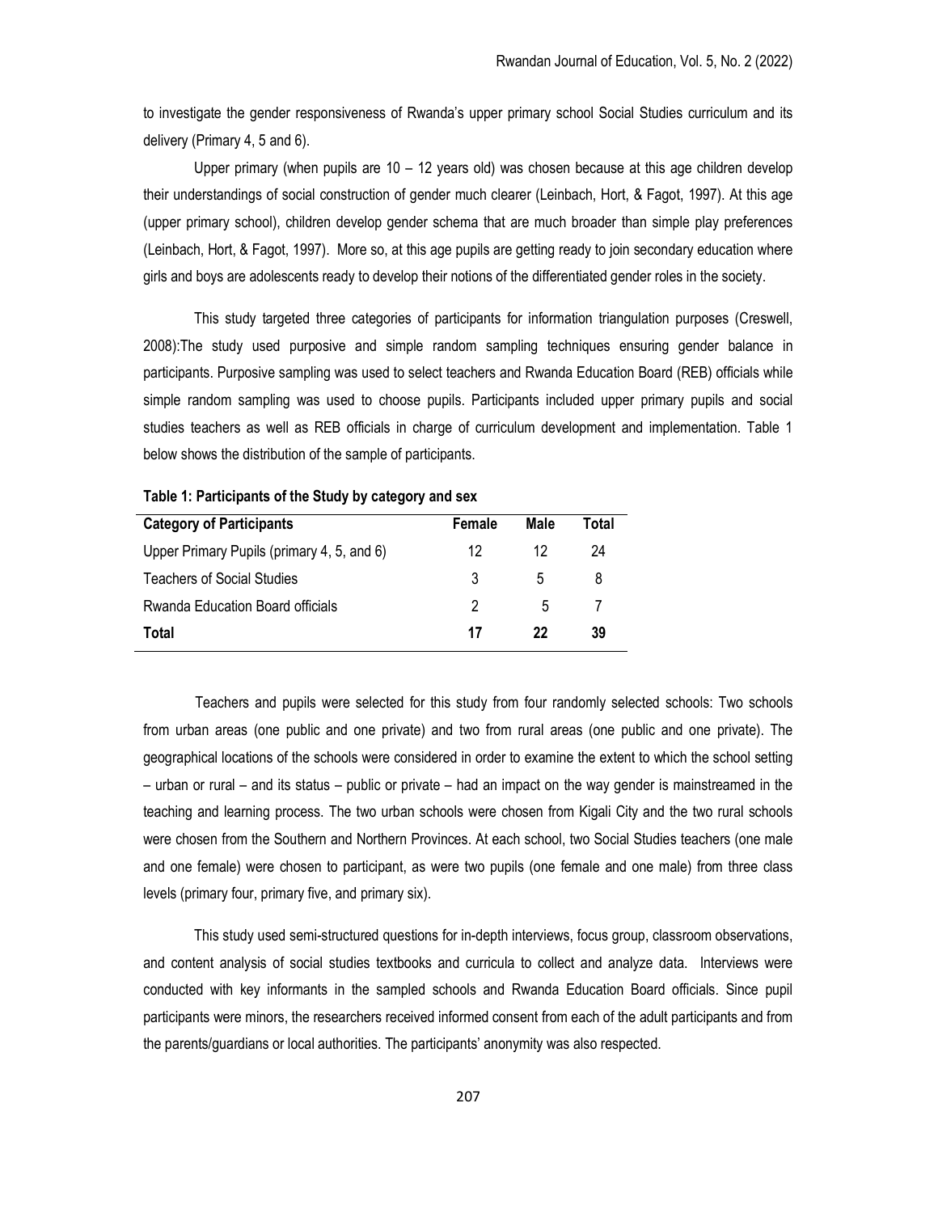to investigate the gender responsiveness of Rwanda's upper primary school Social Studies curriculum and its delivery (Primary 4, 5 and 6).

Upper primary (when pupils are 10 – 12 years old) was chosen because at this age children develop their understandings of social construction of gender much clearer (Leinbach, Hort, & Fagot, 1997). At this age (upper primary school), children develop gender schema that are much broader than simple play preferences (Leinbach, Hort, & Fagot, 1997). More so, at this age pupils are getting ready to join secondary education where girls and boys are adolescents ready to develop their notions of the differentiated gender roles in the society.

This study targeted three categories of participants for information triangulation purposes (Creswell, 2008):The study used purposive and simple random sampling techniques ensuring gender balance in participants. Purposive sampling was used to select teachers and Rwanda Education Board (REB) officials while simple random sampling was used to choose pupils. Participants included upper primary pupils and social studies teachers as well as REB officials in charge of curriculum development and implementation. Table 1 below shows the distribution of the sample of participants.

**Table 1: Participants of the Study by category and sex**

| Category of Participants | Female | Male | Total |
|---|---|---|---|
| Upper Primary Pupils (primary 4, 5, and 6) | 12 | 12 | 24 |
| Teachers of Social Studies | 3 | 5 | 8 |
| Rwanda Education Board officials | 2 | 5 | 7 |
| **Total** | **17** | **22** | **39** |

Teachers and pupils were selected for this study from four randomly selected schools: Two schools from urban areas (one public and one private) and two from rural areas (one public and one private). The geographical locations of the schools were considered in order to examine the extent to which the school setting – urban or rural – and its status – public or private – had an impact on the way gender is mainstreamed in the teaching and learning process. The two urban schools were chosen from Kigali City and the two rural schools were chosen from the Southern and Northern Provinces. At each school, two Social Studies teachers (one male and one female) were chosen to participant, as were two pupils (one female and one male) from three class levels (primary four, primary five, and primary six).

This study used semi-structured questions for in-depth interviews, focus group, classroom observations, and content analysis of social studies textbooks and curricula to collect and analyze data. Interviews were conducted with key informants in the sampled schools and Rwanda Education Board officials. Since pupil participants were minors, the researchers received informed consent from each of the adult participants and from the parents/guardians or local authorities. The participants' anonymity was also respected.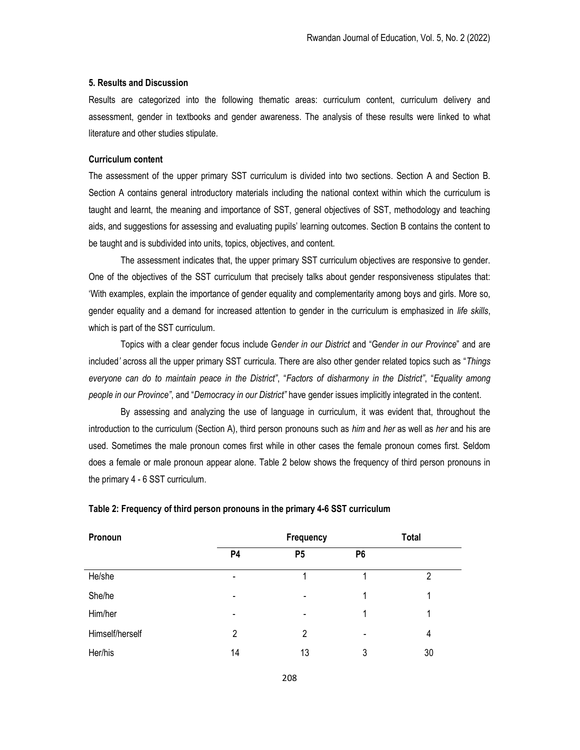## 5. Results and Discussion

Results are categorized into the following thematic areas: curriculum content, curriculum delivery and assessment, gender in textbooks and gender awareness. The analysis of these results were linked to what literature and other studies stipulate.

### Curriculum content

The assessment of the upper primary SST curriculum is divided into two sections. Section A and Section B. Section A contains general introductory materials including the national context within which the curriculum is taught and learnt, the meaning and importance of SST, general objectives of SST, methodology and teaching aids, and suggestions for assessing and evaluating pupils' learning outcomes. Section B contains the content to be taught and is subdivided into units, topics, objectives, and content.

The assessment indicates that, the upper primary SST curriculum objectives are responsive to gender. One of the objectives of the SST curriculum that precisely talks about gender responsiveness stipulates that: 'With examples, explain the importance of gender equality and complementarity among boys and girls. More so, gender equality and a demand for increased attention to gender in the curriculum is emphasized in *life skills*, which is part of the SST curriculum.

Topics with a clear gender focus include G*ender in our District* and "G*ender in our Province*" and are included*'* across all the upper primary SST curricula. There are also other gender related topics such as "*Things everyone can do to maintain peace in the District"*, "*Factors of disharmony in the District"*, "*Equality among people in our Province"*, and "*Democracy in our District"* have gender issues implicitly integrated in the content.

By assessing and analyzing the use of language in curriculum, it was evident that, throughout the introduction to the curriculum (Section A), third person pronouns such as *him* and *her* as well as *her* and his are used. Sometimes the male pronoun comes first while in other cases the female pronoun comes first. Seldom does a female or male pronoun appear alone. Table 2 below shows the frequency of third person pronouns in the primary 4 - 6 SST curriculum.

**Table 2: Frequency of third person pronouns in the primary 4-6 SST curriculum**

| Pronoun | Frequency | | | Total |
|---|---|---|---|---|
| | P4 | P5 | P6 | |
| He/she | - | 1 | 1 | 2 |
| She/he | - | - | 1 | 1 |
| Him/her | - | - | 1 | 1 |
| Himself/herself | 2 | 2 | - | 4 |
| Her/his | 14 | 13 | 3 | 30 |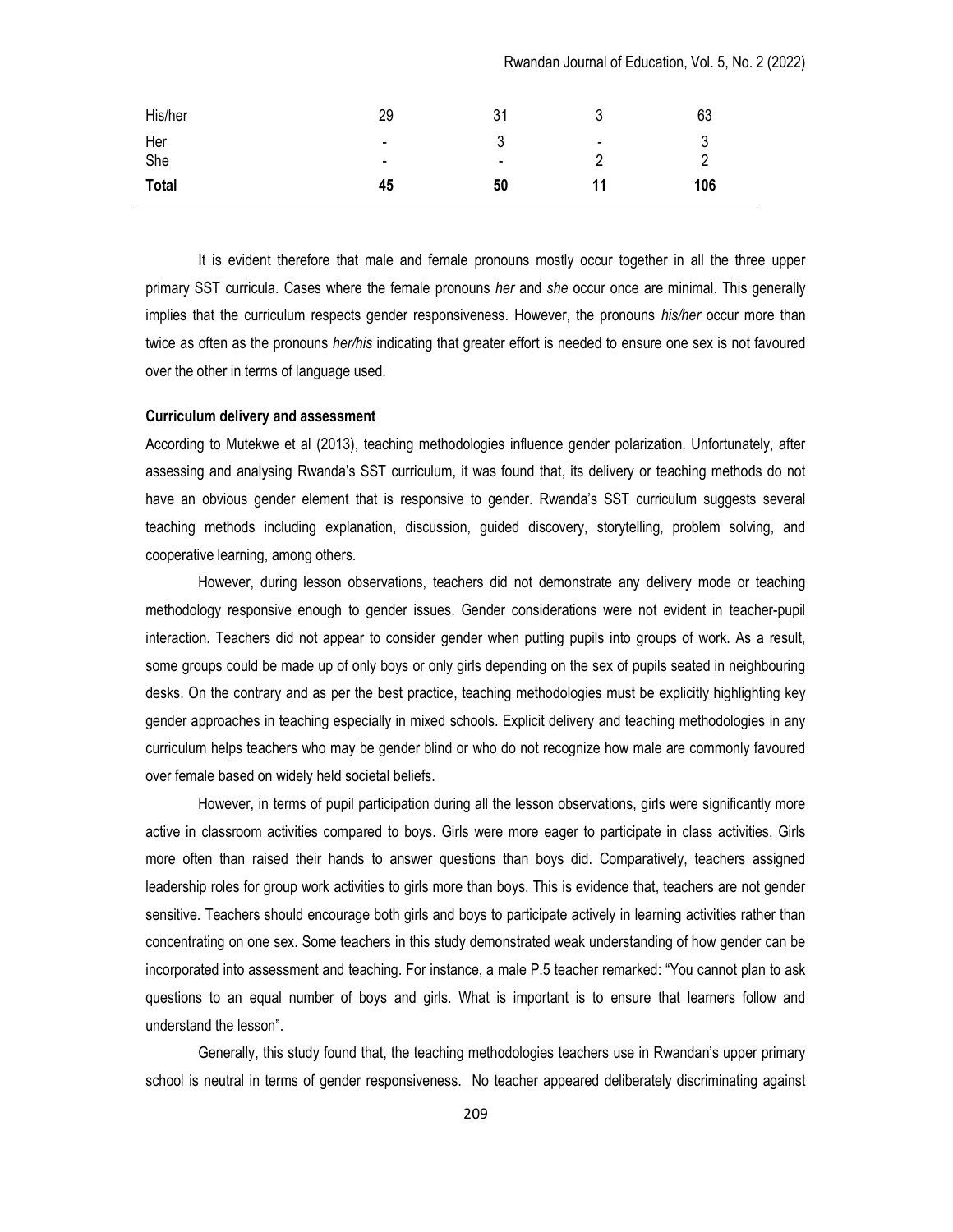| His/her | 29 | 31 | 3 | 63 |
|---|---|---|---|---|
| Her | - | 3 | - | 3 |
| She | - | - | 2 | 2 |
| **Total** | **45** | **50** | **11** | **106** |

It is evident therefore that male and female pronouns mostly occur together in all the three upper primary SST curricula. Cases where the female pronouns *her* and *she* occur once are minimal. This generally implies that the curriculum respects gender responsiveness. However, the pronouns *his/her* occur more than twice as often as the pronouns *her/his* indicating that greater effort is needed to ensure one sex is not favoured over the other in terms of language used.

**Curriculum delivery and assessment**

According to Mutekwe et al (2013), teaching methodologies influence gender polarization. Unfortunately, after assessing and analysing Rwanda's SST curriculum, it was found that, its delivery or teaching methods do not have an obvious gender element that is responsive to gender. Rwanda's SST curriculum suggests several teaching methods including explanation, discussion, guided discovery, storytelling, problem solving, and cooperative learning, among others.

However, during lesson observations, teachers did not demonstrate any delivery mode or teaching methodology responsive enough to gender issues. Gender considerations were not evident in teacher-pupil interaction. Teachers did not appear to consider gender when putting pupils into groups of work. As a result, some groups could be made up of only boys or only girls depending on the sex of pupils seated in neighbouring desks. On the contrary and as per the best practice, teaching methodologies must be explicitly highlighting key gender approaches in teaching especially in mixed schools. Explicit delivery and teaching methodologies in any curriculum helps teachers who may be gender blind or who do not recognize how male are commonly favoured over female based on widely held societal beliefs.

However, in terms of pupil participation during all the lesson observations, girls were significantly more active in classroom activities compared to boys. Girls were more eager to participate in class activities. Girls more often than raised their hands to answer questions than boys did. Comparatively, teachers assigned leadership roles for group work activities to girls more than boys. This is evidence that, teachers are not gender sensitive. Teachers should encourage both girls and boys to participate actively in learning activities rather than concentrating on one sex. Some teachers in this study demonstrated weak understanding of how gender can be incorporated into assessment and teaching. For instance, a male P.5 teacher remarked: "You cannot plan to ask questions to an equal number of boys and girls. What is important is to ensure that learners follow and understand the lesson".

Generally, this study found that, the teaching methodologies teachers use in Rwandan's upper primary school is neutral in terms of gender responsiveness. No teacher appeared deliberately discriminating against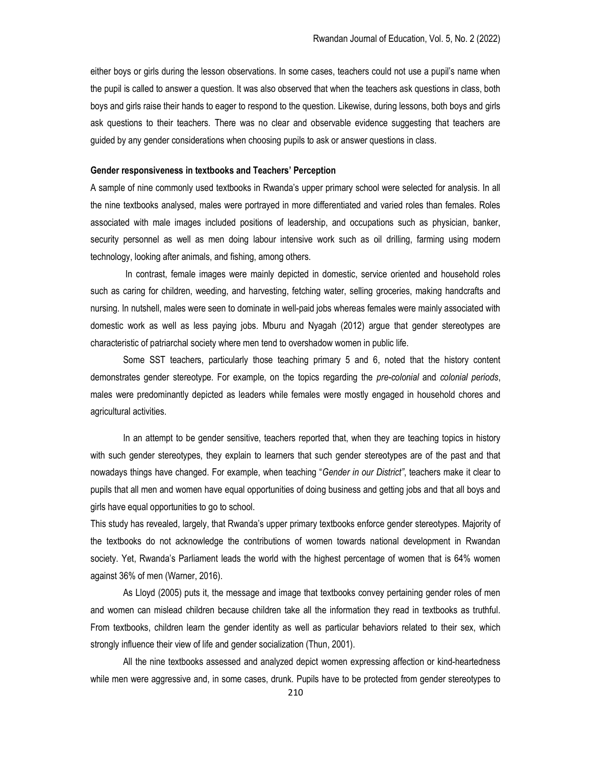either boys or girls during the lesson observations. In some cases, teachers could not use a pupil's name when the pupil is called to answer a question. It was also observed that when the teachers ask questions in class, both boys and girls raise their hands to eager to respond to the question. Likewise, during lessons, both boys and girls ask questions to their teachers. There was no clear and observable evidence suggesting that teachers are guided by any gender considerations when choosing pupils to ask or answer questions in class.

**Gender responsiveness in textbooks and Teachers' Perception**

A sample of nine commonly used textbooks in Rwanda's upper primary school were selected for analysis. In all the nine textbooks analysed, males were portrayed in more differentiated and varied roles than females. Roles associated with male images included positions of leadership, and occupations such as physician, banker, security personnel as well as men doing labour intensive work such as oil drilling, farming using modern technology, looking after animals, and fishing, among others.

In contrast, female images were mainly depicted in domestic, service oriented and household roles such as caring for children, weeding, and harvesting, fetching water, selling groceries, making handcrafts and nursing. In nutshell, males were seen to dominate in well-paid jobs whereas females were mainly associated with domestic work as well as less paying jobs. Mburu and Nyagah (2012) argue that gender stereotypes are characteristic of patriarchal society where men tend to overshadow women in public life.

Some SST teachers, particularly those teaching primary 5 and 6, noted that the history content demonstrates gender stereotype. For example, on the topics regarding the *pre-colonial* and *colonial periods*, males were predominantly depicted as leaders while females were mostly engaged in household chores and agricultural activities.

In an attempt to be gender sensitive, teachers reported that, when they are teaching topics in history with such gender stereotypes, they explain to learners that such gender stereotypes are of the past and that nowadays things have changed. For example, when teaching "*Gender in our District"*, teachers make it clear to pupils that all men and women have equal opportunities of doing business and getting jobs and that all boys and girls have equal opportunities to go to school.

This study has revealed, largely, that Rwanda's upper primary textbooks enforce gender stereotypes. Majority of the textbooks do not acknowledge the contributions of women towards national development in Rwandan society. Yet, Rwanda's Parliament leads the world with the highest percentage of women that is 64% women against 36% of men (Warner, 2016).

As Lloyd (2005) puts it, the message and image that textbooks convey pertaining gender roles of men and women can mislead children because children take all the information they read in textbooks as truthful. From textbooks, children learn the gender identity as well as particular behaviors related to their sex, which strongly influence their view of life and gender socialization (Thun, 2001).

All the nine textbooks assessed and analyzed depict women expressing affection or kind-heartedness while men were aggressive and, in some cases, drunk. Pupils have to be protected from gender stereotypes to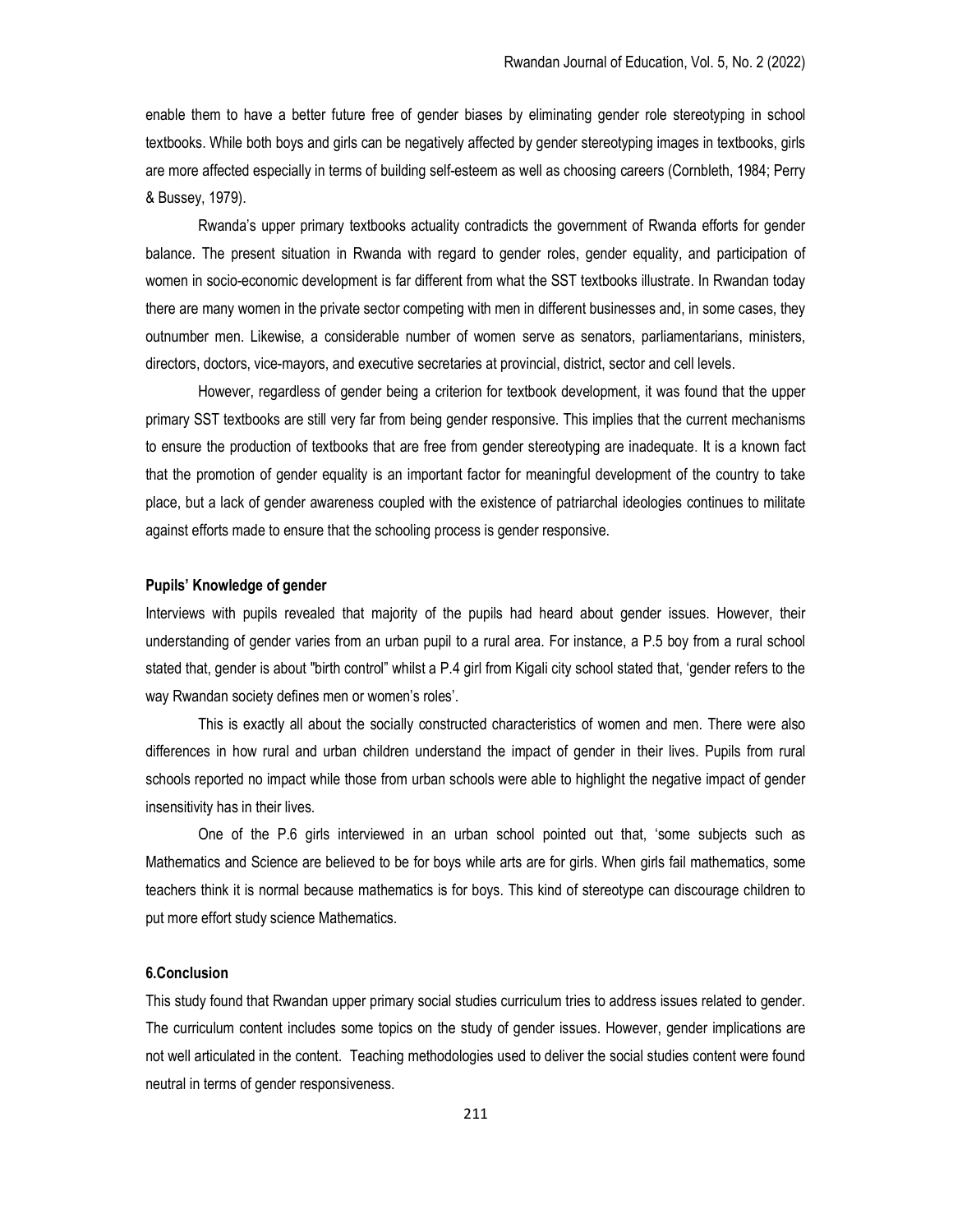enable them to have a better future free of gender biases by eliminating gender role stereotyping in school textbooks. While both boys and girls can be negatively affected by gender stereotyping images in textbooks, girls are more affected especially in terms of building self-esteem as well as choosing careers (Cornbleth, 1984; Perry & Bussey, 1979).

Rwanda's upper primary textbooks actuality contradicts the government of Rwanda efforts for gender balance. The present situation in Rwanda with regard to gender roles, gender equality, and participation of women in socio-economic development is far different from what the SST textbooks illustrate. In Rwandan today there are many women in the private sector competing with men in different businesses and, in some cases, they outnumber men. Likewise, a considerable number of women serve as senators, parliamentarians, ministers, directors, doctors, vice-mayors, and executive secretaries at provincial, district, sector and cell levels.

However, regardless of gender being a criterion for textbook development, it was found that the upper primary SST textbooks are still very far from being gender responsive. This implies that the current mechanisms to ensure the production of textbooks that are free from gender stereotyping are inadequate. It is a known fact that the promotion of gender equality is an important factor for meaningful development of the country to take place, but a lack of gender awareness coupled with the existence of patriarchal ideologies continues to militate against efforts made to ensure that the schooling process is gender responsive.

### Pupils' Knowledge of gender

Interviews with pupils revealed that majority of the pupils had heard about gender issues. However, their understanding of gender varies from an urban pupil to a rural area. For instance, a P.5 boy from a rural school stated that, gender is about "birth control" whilst a P.4 girl from Kigali city school stated that, 'gender refers to the way Rwandan society defines men or women's roles'.

This is exactly all about the socially constructed characteristics of women and men. There were also differences in how rural and urban children understand the impact of gender in their lives. Pupils from rural schools reported no impact while those from urban schools were able to highlight the negative impact of gender insensitivity has in their lives.

One of the P.6 girls interviewed in an urban school pointed out that, 'some subjects such as Mathematics and Science are believed to be for boys while arts are for girls. When girls fail mathematics, some teachers think it is normal because mathematics is for boys. This kind of stereotype can discourage children to put more effort study science Mathematics.

## 6.Conclusion

This study found that Rwandan upper primary social studies curriculum tries to address issues related to gender. The curriculum content includes some topics on the study of gender issues. However, gender implications are not well articulated in the content. Teaching methodologies used to deliver the social studies content were found neutral in terms of gender responsiveness.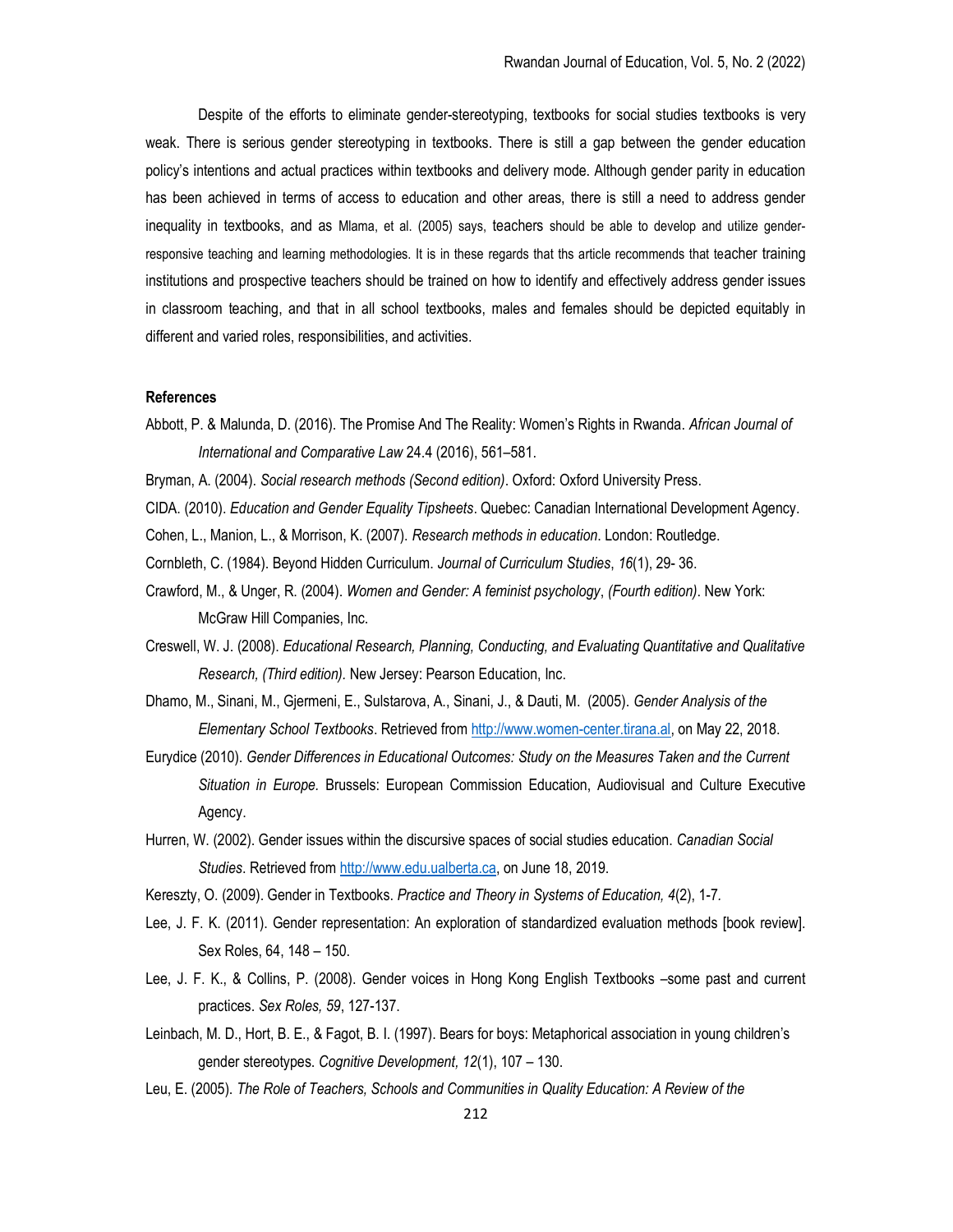Despite of the efforts to eliminate gender-stereotyping, textbooks for social studies textbooks is very weak. There is serious gender stereotyping in textbooks. There is still a gap between the gender education policy's intentions and actual practices within textbooks and delivery mode. Although gender parity in education has been achieved in terms of access to education and other areas, there is still a need to address gender inequality in textbooks, and as Mlama, et al. (2005) says, teachers should be able to develop and utilize gender-responsive teaching and learning methodologies. It is in these regards that ths article recommends that teacher training institutions and prospective teachers should be trained on how to identify and effectively address gender issues in classroom teaching, and that in all school textbooks, males and females should be depicted equitably in different and varied roles, responsibilities, and activities.

**References**

Abbott, P. & Malunda, D. (2016). The Promise And The Reality: Women's Rights in Rwanda. *African Journal of International and Comparative Law* 24.4 (2016), 561–581.

Bryman, A. (2004). *Social research methods (Second edition)*. Oxford: Oxford University Press.

CIDA. (2010). *Education and Gender Equality Tipsheets*. Quebec: Canadian International Development Agency.

Cohen, L., Manion, L., & Morrison, K. (2007). *Research methods in education*. London: Routledge.

Cornbleth, C. (1984). Beyond Hidden Curriculum. *Journal of Curriculum Studies*, *16*(1), 29- 36.

Crawford, M., & Unger, R. (2004). *Women and Gender: A feminist psychology*, *(Fourth edition)*. New York: McGraw Hill Companies, Inc.

Creswell, W. J. (2008). *Educational Research, Planning, Conducting, and Evaluating Quantitative and Qualitative Research, (Third edition).* New Jersey: Pearson Education, Inc.

Dhamo, M., Sinani, M., Gjermeni, E., Sulstarova, A., Sinani, J., & Dauti, M. (2005). *Gender Analysis of the Elementary School Textbooks*. Retrieved from http://www.women-center.tirana.al, on May 22, 2018.

Eurydice (2010). *Gender Differences in Educational Outcomes: Study on the Measures Taken and the Current Situation in Europe.* Brussels: European Commission Education, Audiovisual and Culture Executive Agency.

Hurren, W. (2002). Gender issues within the discursive spaces of social studies education. *Canadian Social Studies*. Retrieved from http://www.edu.ualberta.ca, on June 18, 2019.

Kereszty, O. (2009). Gender in Textbooks. *Practice and Theory in Systems of Education, 4*(2), 1-7.

Lee, J. F. K. (2011). Gender representation: An exploration of standardized evaluation methods [book review]. Sex Roles, 64, 148 – 150.

Lee, J. F. K., & Collins, P. (2008). Gender voices in Hong Kong English Textbooks –some past and current practices. *Sex Roles, 59*, 127-137.

Leinbach, M. D., Hort, B. E., & Fagot, B. I. (1997). Bears for boys: Metaphorical association in young children's gender stereotypes. *Cognitive Development, 12*(1), 107 – 130.

Leu, E. (2005). *The Role of Teachers, Schools and Communities in Quality Education: A Review of the*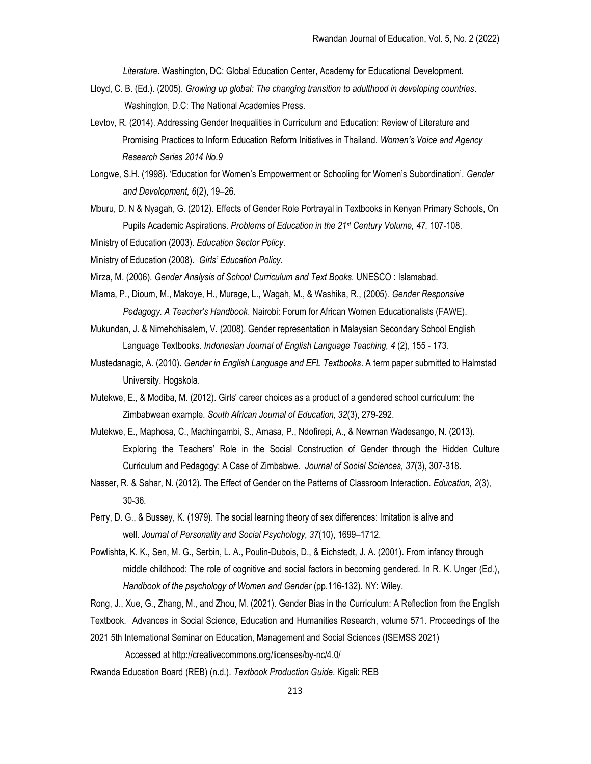*Literature*. Washington, DC: Global Education Center, Academy for Educational Development.

Lloyd, C. B. (Ed.). (2005). *Growing up global: The changing transition to adulthood in developing countries*. Washington, D.C: The National Academies Press.

Levtov, R. (2014). Addressing Gender Inequalities in Curriculum and Education: Review of Literature and Promising Practices to Inform Education Reform Initiatives in Thailand. *Women's Voice and Agency Research Series 2014 No.9*

Longwe, S.H. (1998). 'Education for Women's Empowerment or Schooling for Women's Subordination'. *Gender and Development, 6*(2), 19–26.

Mburu, D. N & Nyagah, G. (2012). Effects of Gender Role Portrayal in Textbooks in Kenyan Primary Schools, On Pupils Academic Aspirations. *Problems of Education in the 21st Century Volume, 47,* 107-108.

Ministry of Education (2003). *Education Sector Policy*.

Ministry of Education (2008). *Girls' Education Policy.*

Mirza, M. (2006). *Gender Analysis of School Curriculum and Text Books.* UNESCO : Islamabad.

Mlama, P., Dioum, M., Makoye, H., Murage, L., Wagah, M., & Washika, R., (2005). *Gender Responsive Pedagogy. A Teacher's Handbook*. Nairobi: Forum for African Women Educationalists (FAWE).

Mukundan, J. & Nimehchisalem, V. (2008). Gender representation in Malaysian Secondary School English Language Textbooks. *Indonesian Journal of English Language Teaching, 4* (2), 155 - 173.

Mustedanagic, A. (2010). *Gender in English Language and EFL Textbooks*. A term paper submitted to Halmstad University. Hogskola.

Mutekwe, E., & Modiba, M. (2012). Girls' career choices as a product of a gendered school curriculum: the Zimbabwean example. *South African Journal of Education, 32*(3), 279-292.

Mutekwe, E., Maphosa, C., Machingambi, S., Amasa, P., Ndofirepi, A., & Newman Wadesango, N. (2013). Exploring the Teachers' Role in the Social Construction of Gender through the Hidden Culture Curriculum and Pedagogy: A Case of Zimbabwe. *Journal of Social Sciences, 37*(3), 307-318.

Nasser, R. & Sahar, N. (2012). The Effect of Gender on the Patterns of Classroom Interaction. *Education, 2*(3), 30-36.

Perry, D. G., & Bussey, K. (1979). The social learning theory of sex differences: Imitation is alive and well. *Journal of Personality and Social Psychology, 37*(10), 1699–1712.

Powlishta, K. K., Sen, M. G., Serbin, L. A., Poulin-Dubois, D., & Eichstedt, J. A. (2001). From infancy through middle childhood: The role of cognitive and social factors in becoming gendered. In R. K. Unger (Ed.), *Handbook of the psychology of Women and Gender* (pp.116-132). NY: Wiley.

Rong, J., Xue, G., Zhang, M., and Zhou, M. (2021). Gender Bias in the Curriculum: A Reflection from the English Textbook. Advances in Social Science, Education and Humanities Research, volume 571. Proceedings of the 2021 5th International Seminar on Education, Management and Social Sciences (ISEMSS 2021) Accessed at http://creativecommons.org/licenses/by-nc/4.0/

Rwanda Education Board (REB) (n.d.). *Textbook Production Guide*. Kigali: REB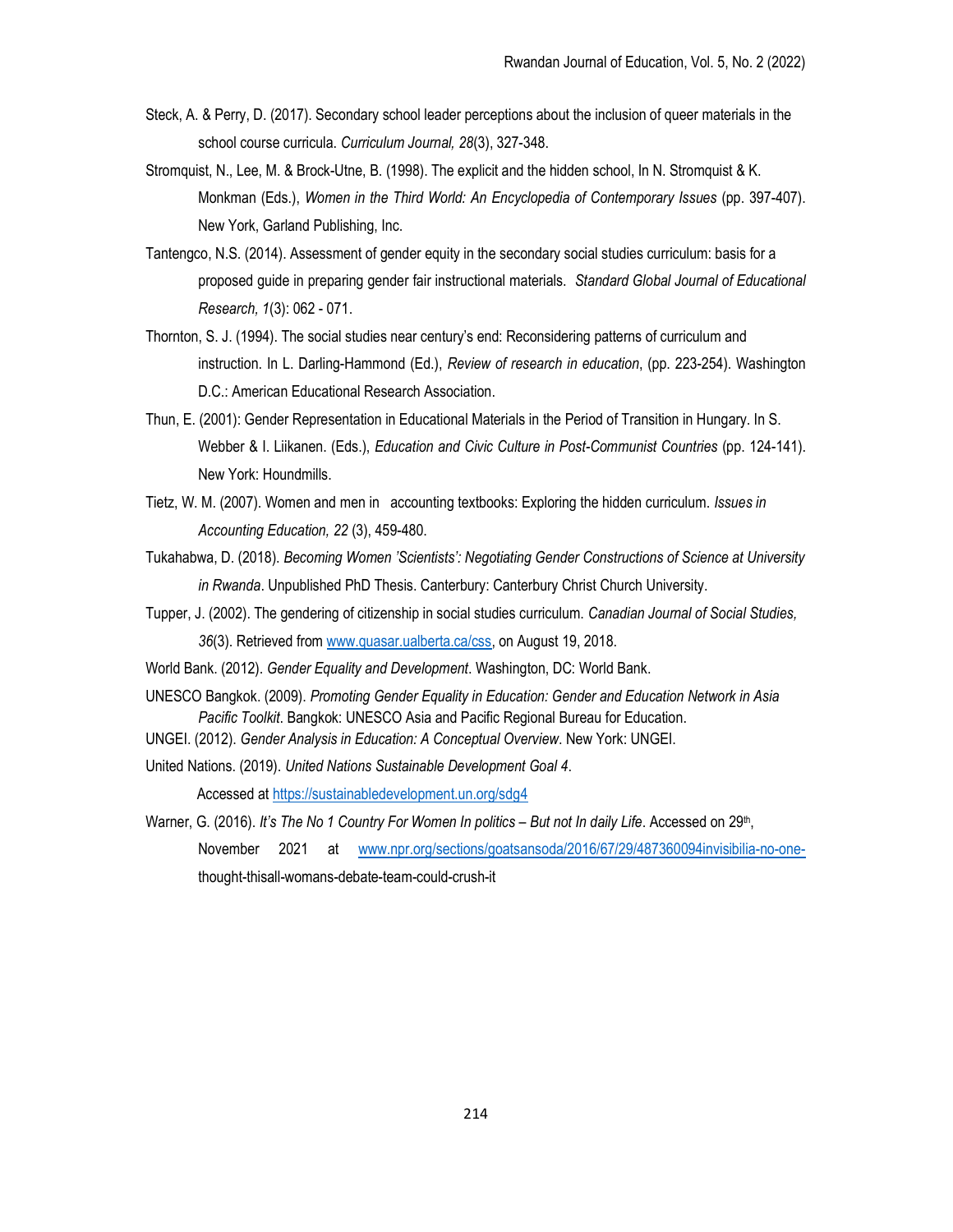Steck, A. & Perry, D. (2017). Secondary school leader perceptions about the inclusion of queer materials in the school course curricula. *Curriculum Journal, 28*(3), 327-348.

Stromquist, N., Lee, M. & Brock-Utne, B. (1998). The explicit and the hidden school, In N. Stromquist & K. Monkman (Eds.), *Women in the Third World: An Encyclopedia of Contemporary Issues* (pp. 397-407). New York, Garland Publishing, Inc.

Tantengco, N.S. (2014). Assessment of gender equity in the secondary social studies curriculum: basis for a proposed guide in preparing gender fair instructional materials. *Standard Global Journal of Educational Research, 1*(3): 062 - 071.

Thornton, S. J. (1994). The social studies near century's end: Reconsidering patterns of curriculum and instruction. In L. Darling-Hammond (Ed.), *Review of research in education*, (pp. 223-254). Washington D.C.: American Educational Research Association.

Thun, E. (2001): Gender Representation in Educational Materials in the Period of Transition in Hungary. In S. Webber & I. Liikanen. (Eds.), *Education and Civic Culture in Post-Communist Countries* (pp. 124-141). New York: Houndmills.

Tietz, W. M. (2007). Women and men in accounting textbooks: Exploring the hidden curriculum. *Issues in Accounting Education, 22* (3), 459-480.

Tukahabwa, D. (2018). *Becoming Women 'Scientists': Negotiating Gender Constructions of Science at University in Rwanda*. Unpublished PhD Thesis. Canterbury: Canterbury Christ Church University.

Tupper, J. (2002). The gendering of citizenship in social studies curriculum. *Canadian Journal of Social Studies, 36*(3). Retrieved from www.quasar.ualberta.ca/css, on August 19, 2018.

World Bank. (2012). *Gender Equality and Development*. Washington, DC: World Bank.

UNESCO Bangkok. (2009). *Promoting Gender Equality in Education: Gender and Education Network in Asia Pacific Toolkit*. Bangkok: UNESCO Asia and Pacific Regional Bureau for Education.

UNGEI. (2012). *Gender Analysis in Education: A Conceptual Overview*. New York: UNGEI.

United Nations. (2019). *United Nations Sustainable Development Goal 4*. Accessed at https://sustainabledevelopment.un.org/sdg4

Warner, G. (2016). *It's The No 1 Country For Women In politics – But not In daily Life*. Accessed on 29th, November 2021 at www.npr.org/sections/goatsansoda/2016/67/29/487360094invisibilia-no-one-thought-thisall-womans-debate-team-could-crush-it